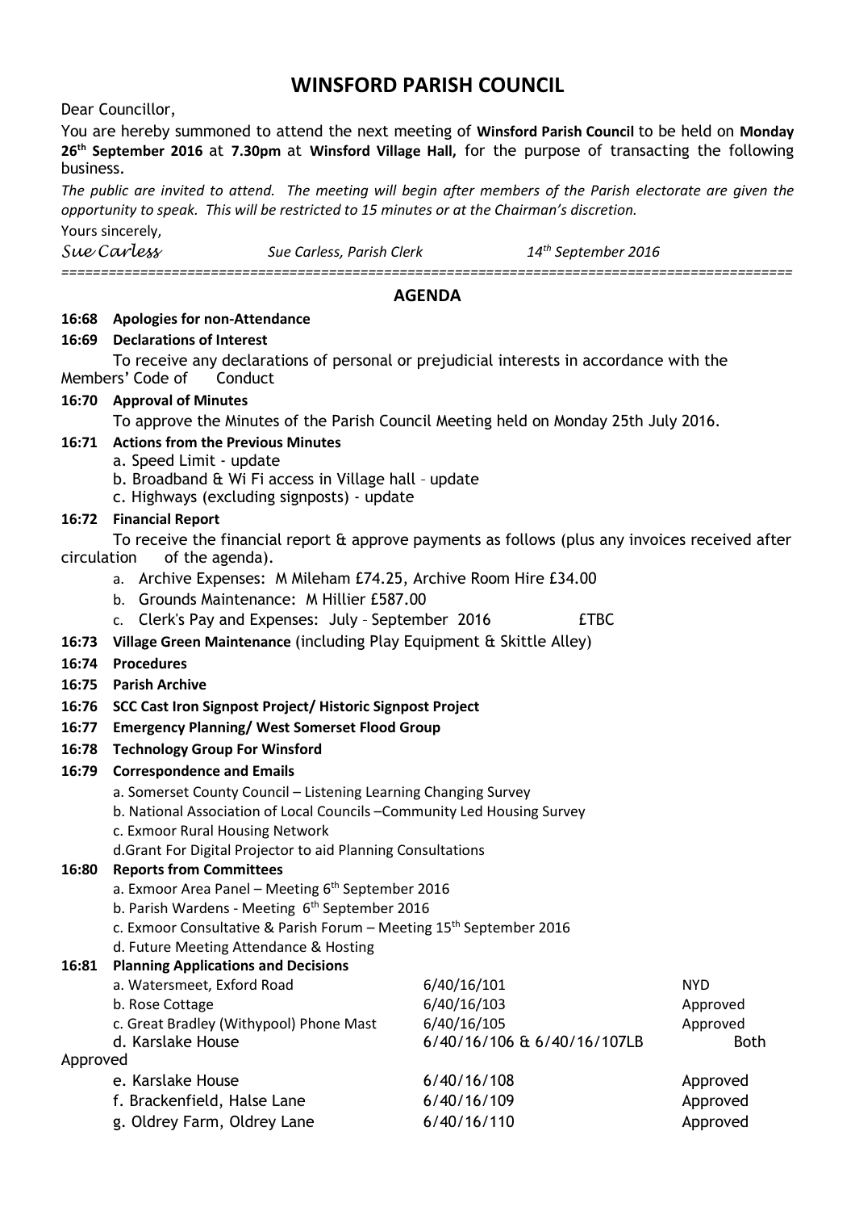# WINSFORD PARISH COUNCIL

Dear Councillor,

You are hereby summoned to attend the next meeting of **Winsford Parish Council** to be held on **Monday 26th September 2016** at **7.30pm** at **Winsford Village Hall,** for the purpose of transacting the following business.

*The public are invited to attend. The meeting will begin after members of the Parish electorate are given the opportunity to speak. This will be restricted to 15 minutes or at the Chairman's discretion.*

Yours sincerely,

*Sue Carless* *Sue Carless, Parish Clerk* *14th September 2016*

---

## AGENDA

**16:68 Apologies for non-Attendance**

**16:69 Declarations of Interest**

To receive any declarations of personal or prejudicial interests in accordance with the Members' Code of Conduct

**16:70 Approval of Minutes**

To approve the Minutes of the Parish Council Meeting held on Monday 25th July 2016.

**16:71 Actions from the Previous Minutes**

a. Speed Limit - update
b. Broadband & Wi Fi access in Village hall – update
c. Highways (excluding signposts) - update

**16:72 Financial Report**

To receive the financial report & approve payments as follows (plus any invoices received after circulation of the agenda).

a. Archive Expenses: M Mileham £74.25, Archive Room Hire £34.00
b. Grounds Maintenance: M Hillier £587.00
c. Clerk's Pay and Expenses: July – September 2016 £TBC

**16:73 Village Green Maintenance** (including Play Equipment & Skittle Alley)

**16:74 Procedures**

**16:75 Parish Archive**

**16:76 SCC Cast Iron Signpost Project/ Historic Signpost Project**

**16:77 Emergency Planning/ West Somerset Flood Group**

**16:78 Technology Group For Winsford**

**16:79 Correspondence and Emails**

a. Somerset County Council – Listening Learning Changing Survey
b. National Association of Local Councils –Community Led Housing Survey
c. Exmoor Rural Housing Network
d. Grant For Digital Projector to aid Planning Consultations

**16:80 Reports from Committees**

a. Exmoor Area Panel – Meeting 6th September 2016
b. Parish Wardens - Meeting 6th September 2016
c. Exmoor Consultative & Parish Forum – Meeting 15th September 2016
d. Future Meeting Attendance & Hosting

**16:81 Planning Applications and Decisions**

| | | |
|---|---|---|
| a. Watersmeet, Exford Road | 6/40/16/101 | NYD |
| b. Rose Cottage | 6/40/16/103 | Approved |
| c. Great Bradley (Withypool) Phone Mast | 6/40/16/105 | Approved |
| d. Karslake House | 6/40/16/106 & 6/40/16/107LB | Both Approved |
| e. Karslake House | 6/40/16/108 | Approved |
| f. Brackenfield, Halse Lane | 6/40/16/109 | Approved |
| g. Oldrey Farm, Oldrey Lane | 6/40/16/110 | Approved |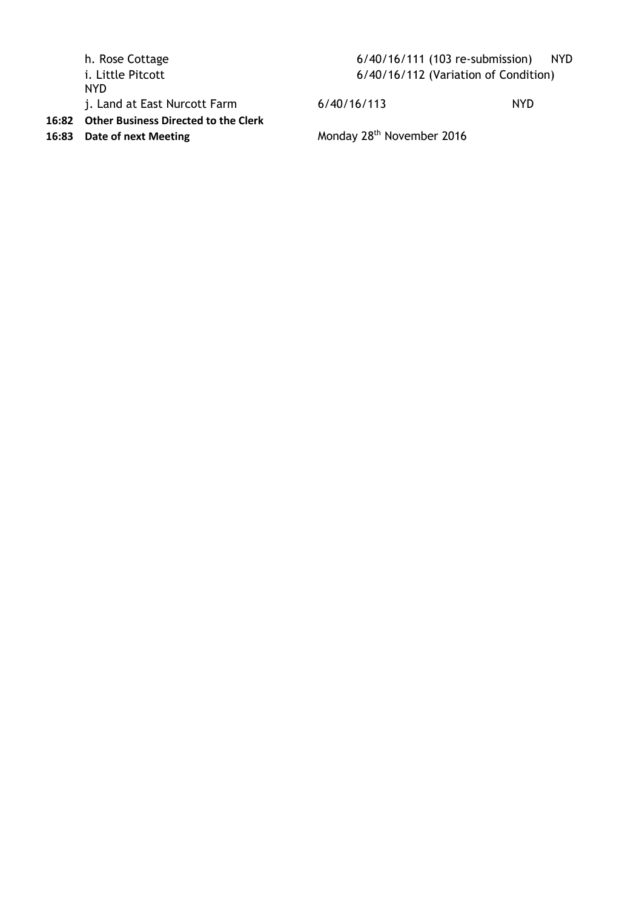h. Rose Cottage 6/40/16/111 (103 re-submission) NYD

i. Little Pitcott 6/40/16/112 (Variation of Condition)
NYD

j. Land at East Nurcott Farm 6/40/16/113 NYD

**16:82 Other Business Directed to the Clerk**

**16:83 Date of next Meeting** Monday 28th November 2016